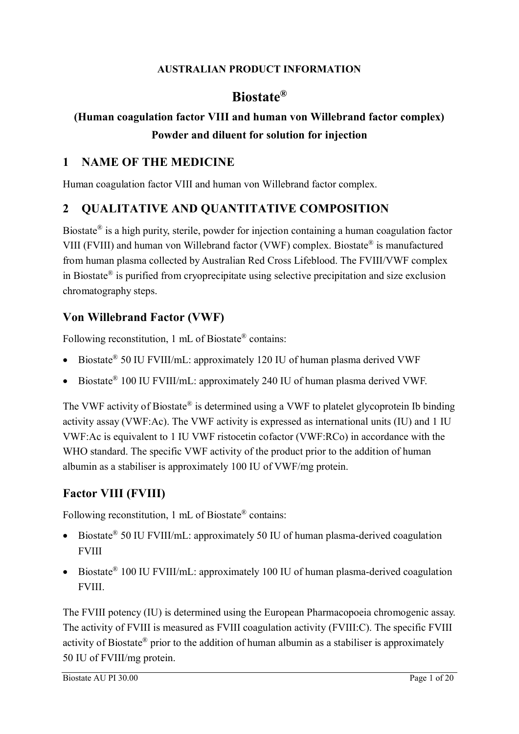**AUSTRALIAN PRODUCT INFORMATION**

# Biostate®

## (Human coagulation factor VIII and human von Willebrand factor complex) Powder and diluent for solution for injection

## 1 NAME OF THE MEDICINE

Human coagulation factor VIII and human von Willebrand factor complex.

## 2 QUALITATIVE AND QUANTITATIVE COMPOSITION

Biostate® is a high purity, sterile, powder for injection containing a human coagulation factor VIII (FVIII) and human von Willebrand factor (VWF) complex. Biostate® is manufactured from human plasma collected by Australian Red Cross Lifeblood. The FVIII/VWF complex in Biostate® is purified from cryoprecipitate using selective precipitation and size exclusion chromatography steps.

### Von Willebrand Factor (VWF)

Following reconstitution, 1 mL of Biostate® contains:

- Biostate® 50 IU FVIII/mL: approximately 120 IU of human plasma derived VWF
- Biostate® 100 IU FVIII/mL: approximately 240 IU of human plasma derived VWF.

The VWF activity of Biostate® is determined using a VWF to platelet glycoprotein Ib binding activity assay (VWF:Ac). The VWF activity is expressed as international units (IU) and 1 IU VWF:Ac is equivalent to 1 IU VWF ristocetin cofactor (VWF:RCo) in accordance with the WHO standard. The specific VWF activity of the product prior to the addition of human albumin as a stabiliser is approximately 100 IU of VWF/mg protein.

### Factor VIII (FVIII)

Following reconstitution, 1 mL of Biostate® contains:

- Biostate® 50 IU FVIII/mL: approximately 50 IU of human plasma-derived coagulation FVIII
- Biostate® 100 IU FVIII/mL: approximately 100 IU of human plasma-derived coagulation FVIII.

The FVIII potency (IU) is determined using the European Pharmacopoeia chromogenic assay. The activity of FVIII is measured as FVIII coagulation activity (FVIII:C). The specific FVIII activity of Biostate® prior to the addition of human albumin as a stabiliser is approximately 50 IU of FVIII/mg protein.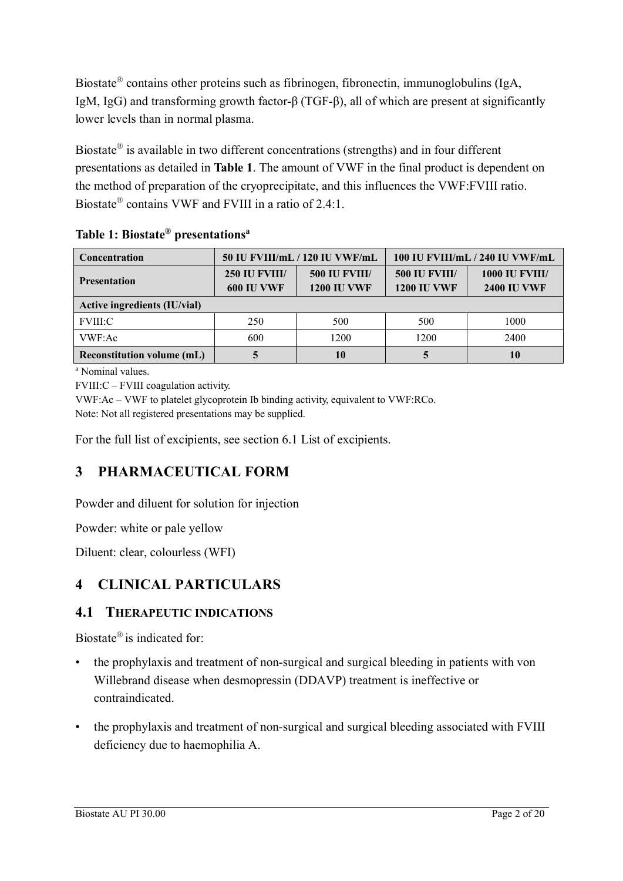Biostate® contains other proteins such as fibrinogen, fibronectin, immunoglobulins (IgA, IgM, IgG) and transforming growth factor-β (TGF-β), all of which are present at significantly lower levels than in normal plasma.

Biostate® is available in two different concentrations (strengths) and in four different presentations as detailed in **Table 1**. The amount of VWF in the final product is dependent on the method of preparation of the cryoprecipitate, and this influences the VWF:FVIII ratio. Biostate® contains VWF and FVIII in a ratio of 2.4:1.

**Table 1: Biostate® presentations[a]**

| **Concentration** | **50 IU FVIII/mL / 120 IU VWF/mL** | | **100 IU FVIII/mL / 240 IU VWF/mL** | |
|---|---|---|---|---|
| **Presentation** | **250 IU FVIII/ 600 IU VWF** | **500 IU FVIII/ 1200 IU VWF** | **500 IU FVIII/ 1200 IU VWF** | **1000 IU FVIII/ 2400 IU VWF** |
| **Active ingredients (IU/vial)** | | | | |
| FVIII:C | 250 | 500 | 500 | 1000 |
| VWF:Ac | 600 | 1200 | 1200 | 2400 |
| **Reconstitution volume (mL)** | **5** | **10** | **5** | **10** |

[a] Nominal values.

FVIII:C – FVIII coagulation activity.

VWF:Ac – VWF to platelet glycoprotein Ib binding activity, equivalent to VWF:RCo.

Note: Not all registered presentations may be supplied.

For the full list of excipients, see section 6.1 List of excipients.

## 3 PHARMACEUTICAL FORM

Powder and diluent for solution for injection

Powder: white or pale yellow

Diluent: clear, colourless (WFI)

## 4 CLINICAL PARTICULARS

### 4.1 THERAPEUTIC INDICATIONS

Biostate® is indicated for:

- the prophylaxis and treatment of non-surgical and surgical bleeding in patients with von Willebrand disease when desmopressin (DDAVP) treatment is ineffective or contraindicated.
- the prophylaxis and treatment of non-surgical and surgical bleeding associated with FVIII deficiency due to haemophilia A.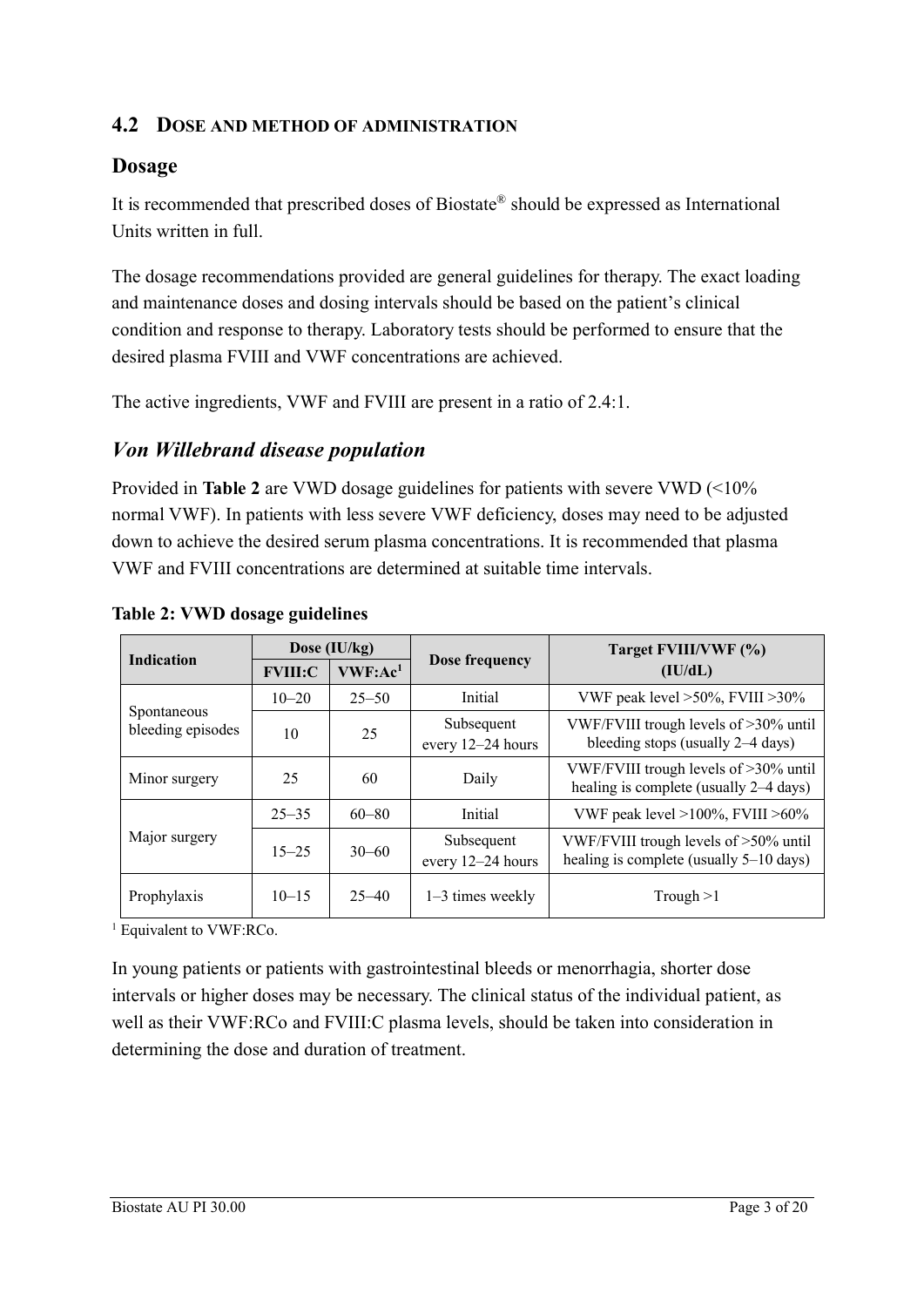## 4.2 DOSE AND METHOD OF ADMINISTRATION

### Dosage

It is recommended that prescribed doses of Biostate® should be expressed as International Units written in full.

The dosage recommendations provided are general guidelines for therapy. The exact loading and maintenance doses and dosing intervals should be based on the patient's clinical condition and response to therapy. Laboratory tests should be performed to ensure that the desired plasma FVIII and VWF concentrations are achieved.

The active ingredients, VWF and FVIII are present in a ratio of 2.4:1.

### *Von Willebrand disease population*

Provided in **Table 2** are VWD dosage guidelines for patients with severe VWD (<10% normal VWF). In patients with less severe VWF deficiency, doses may need to be adjusted down to achieve the desired serum plasma concentrations. It is recommended that plasma VWF and FVIII concentrations are determined at suitable time intervals.

**Table 2: VWD dosage guidelines**

| Indication | Dose (IU/kg) | | Dose frequency | Target FVIII/VWF (%) (IU/dL) |
|---|---|---|---|---|
| | FVIII:C | VWF:Ac[1] | | |
| Spontaneous bleeding episodes | 10–20 | 25–50 | Initial | VWF peak level >50%, FVIII >30% |
| | 10 | 25 | Subsequent every 12–24 hours | VWF/FVIII trough levels of >30% until bleeding stops (usually 2–4 days) |
| Minor surgery | 25 | 60 | Daily | VWF/FVIII trough levels of >30% until healing is complete (usually 2–4 days) |
| Major surgery | 25–35 | 60–80 | Initial | VWF peak level >100%, FVIII >60% |
| | 15–25 | 30–60 | Subsequent every 12–24 hours | VWF/FVIII trough levels of >50% until healing is complete (usually 5–10 days) |
| Prophylaxis | 10–15 | 25–40 | 1–3 times weekly | Trough >1 |

[1] Equivalent to VWF:RCo.

In young patients or patients with gastrointestinal bleeds or menorrhagia, shorter dose intervals or higher doses may be necessary. The clinical status of the individual patient, as well as their VWF:RCo and FVIII:C plasma levels, should be taken into consideration in determining the dose and duration of treatment.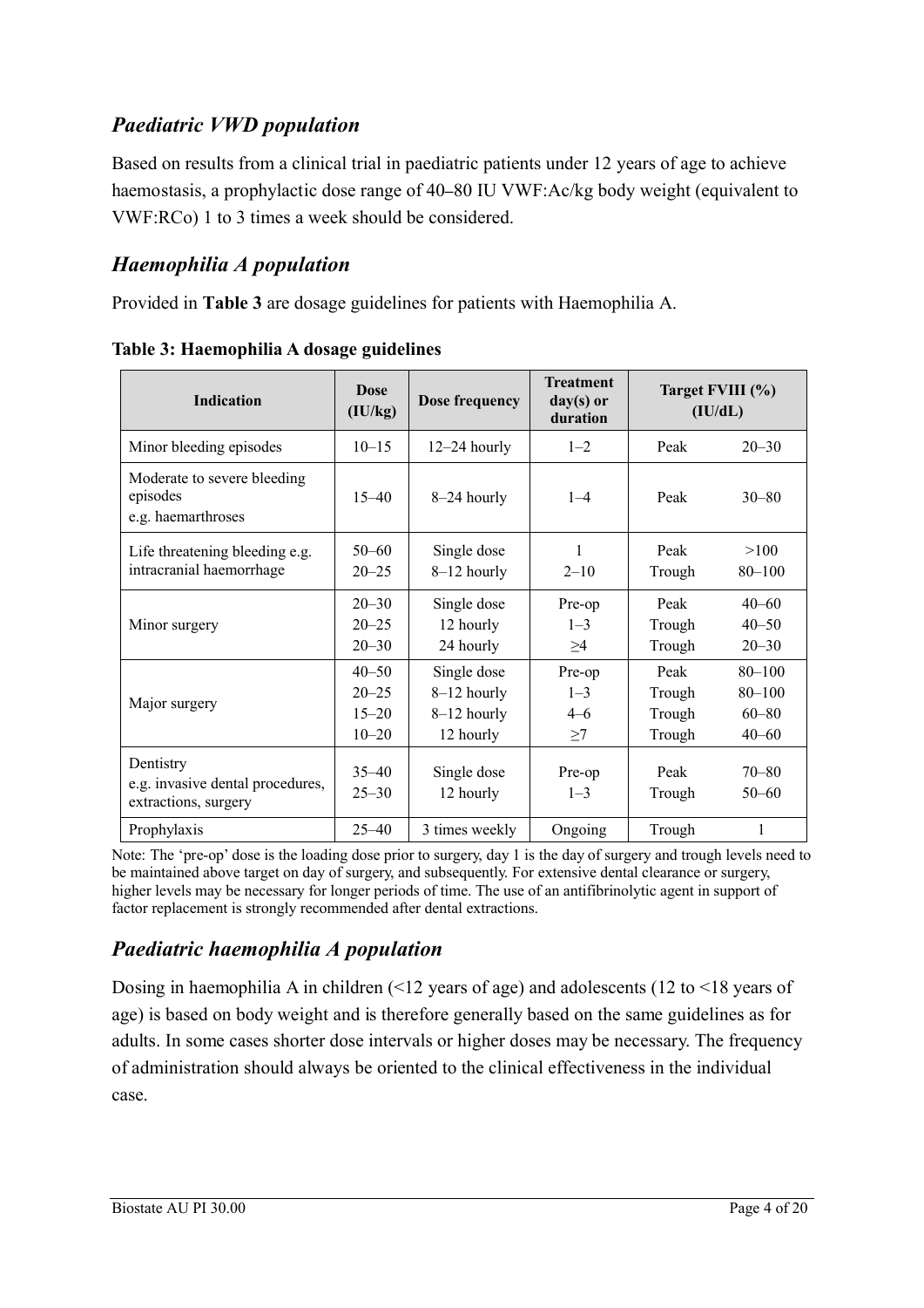## *Paediatric VWD population*

Based on results from a clinical trial in paediatric patients under 12 years of age to achieve haemostasis, a prophylactic dose range of 40–80 IU VWF:Ac/kg body weight (equivalent to VWF:RCo) 1 to 3 times a week should be considered.

## *Haemophilia A population*

Provided in **Table 3** are dosage guidelines for patients with Haemophilia A.

**Table 3: Haemophilia A dosage guidelines**

| Indication | Dose (IU/kg) | Dose frequency | Treatment day(s) or duration | Target FVIII (%) (IU/dL) | |
|---|---|---|---|---|---|
| Minor bleeding episodes | 10–15 | 12–24 hourly | 1–2 | Peak | 20–30 |
| Moderate to severe bleeding episodes e.g. haemarthroses | 15–40 | 8–24 hourly | 1–4 | Peak | 30–80 |
| Life threatening bleeding e.g. intracranial haemorrhage | 50–60<br>20–25 | Single dose<br>8–12 hourly | 1<br>2–10 | Peak<br>Trough | >100<br>80–100 |
| Minor surgery | 20–30<br>20–25<br>20–30 | Single dose<br>12 hourly<br>24 hourly | Pre-op<br>1–3<br>≥4 | Peak<br>Trough<br>Trough | 40–60<br>40–50<br>20–30 |
| Major surgery | 40–50<br>20–25<br>15–20<br>10–20 | Single dose<br>8–12 hourly<br>8–12 hourly<br>12 hourly | Pre-op<br>1–3<br>4–6<br>≥7 | Peak<br>Trough<br>Trough<br>Trough | 80–100<br>80–100<br>60–80<br>40–60 |
| Dentistry e.g. invasive dental procedures, extractions, surgery | 35–40<br>25–30 | Single dose<br>12 hourly | Pre-op<br>1–3 | Peak<br>Trough | 70–80<br>50–60 |
| Prophylaxis | 25–40 | 3 times weekly | Ongoing | Trough | 1 |

Note: The 'pre-op' dose is the loading dose prior to surgery, day 1 is the day of surgery and trough levels need to be maintained above target on day of surgery, and subsequently. For extensive dental clearance or surgery, higher levels may be necessary for longer periods of time. The use of an antifibrinolytic agent in support of factor replacement is strongly recommended after dental extractions.

## *Paediatric haemophilia A population*

Dosing in haemophilia A in children (<12 years of age) and adolescents (12 to <18 years of age) is based on body weight and is therefore generally based on the same guidelines as for adults. In some cases shorter dose intervals or higher doses may be necessary. The frequency of administration should always be oriented to the clinical effectiveness in the individual case.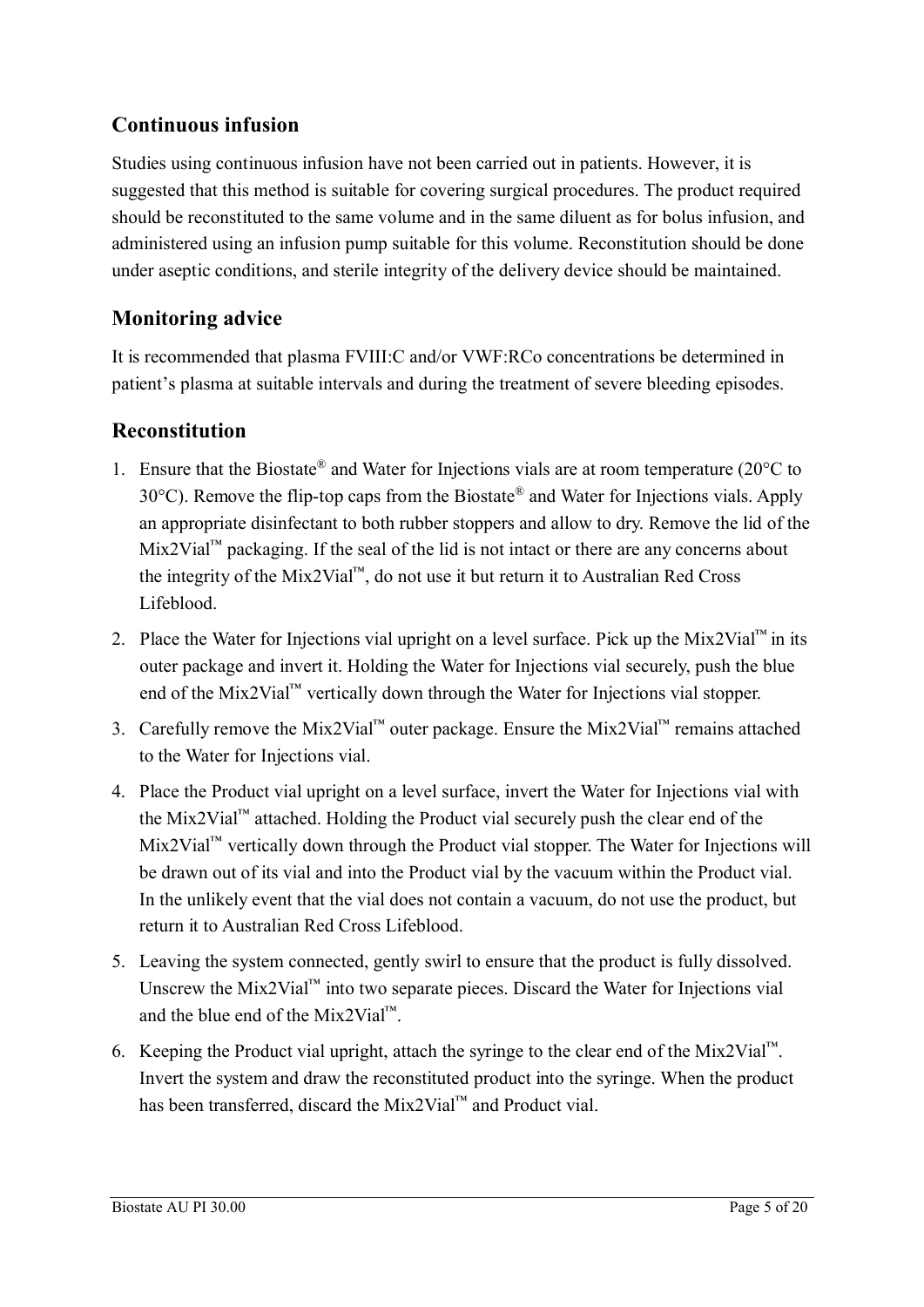## Continuous infusion

Studies using continuous infusion have not been carried out in patients. However, it is suggested that this method is suitable for covering surgical procedures. The product required should be reconstituted to the same volume and in the same diluent as for bolus infusion, and administered using an infusion pump suitable for this volume. Reconstitution should be done under aseptic conditions, and sterile integrity of the delivery device should be maintained.

## Monitoring advice

It is recommended that plasma FVIII:C and/or VWF:RCo concentrations be determined in patient's plasma at suitable intervals and during the treatment of severe bleeding episodes.

## Reconstitution

1. Ensure that the Biostate® and Water for Injections vials are at room temperature (20°C to 30°C). Remove the flip-top caps from the Biostate® and Water for Injections vials. Apply an appropriate disinfectant to both rubber stoppers and allow to dry. Remove the lid of the Mix2Vial™ packaging. If the seal of the lid is not intact or there are any concerns about the integrity of the Mix2Vial™, do not use it but return it to Australian Red Cross Lifeblood.
2. Place the Water for Injections vial upright on a level surface. Pick up the Mix2Vial™ in its outer package and invert it. Holding the Water for Injections vial securely, push the blue end of the Mix2Vial™ vertically down through the Water for Injections vial stopper.
3. Carefully remove the Mix2Vial™ outer package. Ensure the Mix2Vial™ remains attached to the Water for Injections vial.
4. Place the Product vial upright on a level surface, invert the Water for Injections vial with the Mix2Vial™ attached. Holding the Product vial securely push the clear end of the Mix2Vial™ vertically down through the Product vial stopper. The Water for Injections will be drawn out of its vial and into the Product vial by the vacuum within the Product vial. In the unlikely event that the vial does not contain a vacuum, do not use the product, but return it to Australian Red Cross Lifeblood.
5. Leaving the system connected, gently swirl to ensure that the product is fully dissolved. Unscrew the Mix2Vial™ into two separate pieces. Discard the Water for Injections vial and the blue end of the Mix2Vial™.
6. Keeping the Product vial upright, attach the syringe to the clear end of the Mix2Vial™. Invert the system and draw the reconstituted product into the syringe. When the product has been transferred, discard the Mix2Vial™ and Product vial.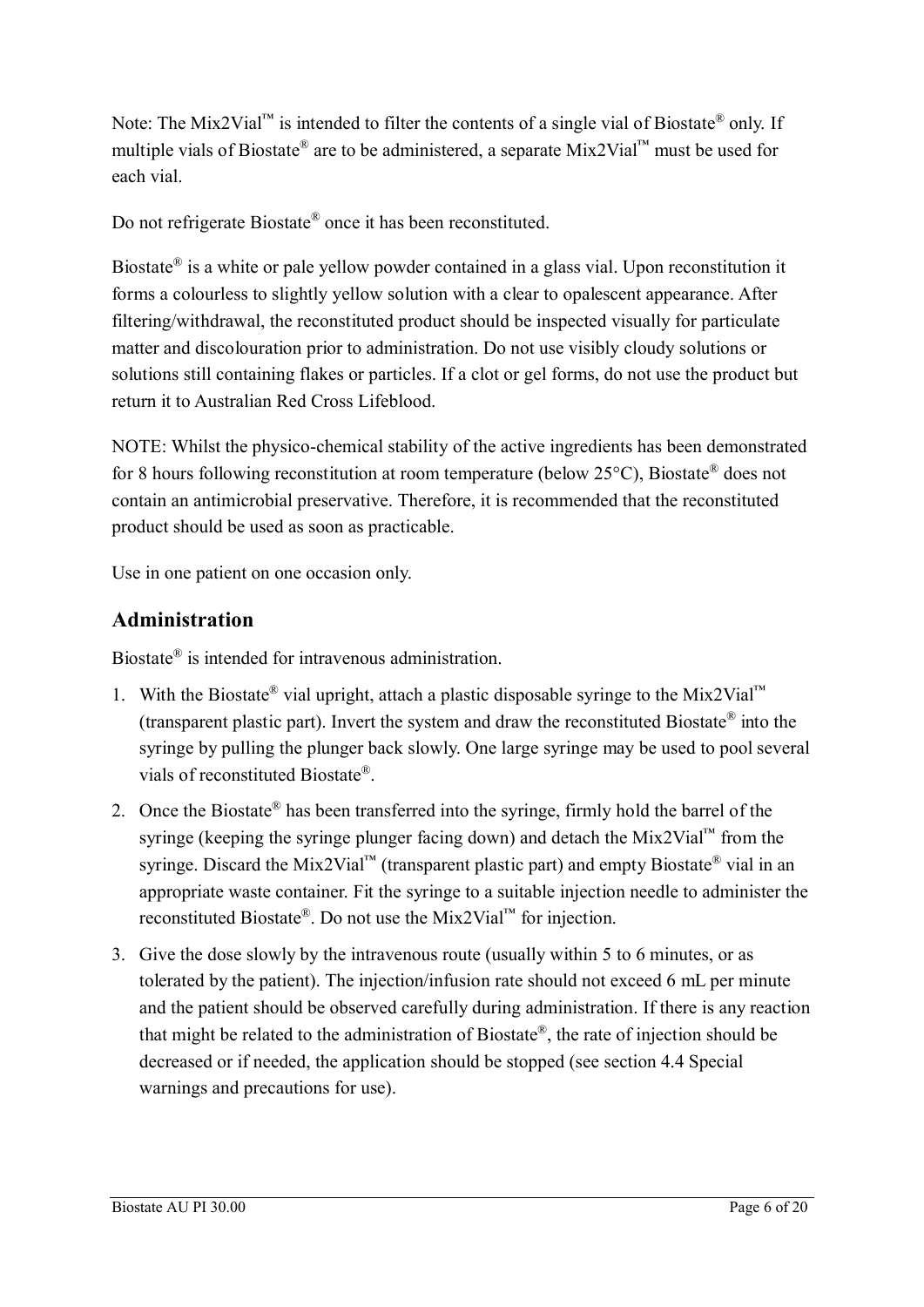Note: The Mix2Vial™ is intended to filter the contents of a single vial of Biostate® only. If multiple vials of Biostate® are to be administered, a separate Mix2Vial™ must be used for each vial.

Do not refrigerate Biostate® once it has been reconstituted.

Biostate® is a white or pale yellow powder contained in a glass vial. Upon reconstitution it forms a colourless to slightly yellow solution with a clear to opalescent appearance. After filtering/withdrawal, the reconstituted product should be inspected visually for particulate matter and discolouration prior to administration. Do not use visibly cloudy solutions or solutions still containing flakes or particles. If a clot or gel forms, do not use the product but return it to Australian Red Cross Lifeblood.

NOTE: Whilst the physico-chemical stability of the active ingredients has been demonstrated for 8 hours following reconstitution at room temperature (below 25°C), Biostate® does not contain an antimicrobial preservative. Therefore, it is recommended that the reconstituted product should be used as soon as practicable.

Use in one patient on one occasion only.

## Administration

Biostate® is intended for intravenous administration.

1. With the Biostate® vial upright, attach a plastic disposable syringe to the Mix2Vial™ (transparent plastic part). Invert the system and draw the reconstituted Biostate® into the syringe by pulling the plunger back slowly. One large syringe may be used to pool several vials of reconstituted Biostate®.
2. Once the Biostate® has been transferred into the syringe, firmly hold the barrel of the syringe (keeping the syringe plunger facing down) and detach the Mix2Vial™ from the syringe. Discard the Mix2Vial™ (transparent plastic part) and empty Biostate® vial in an appropriate waste container. Fit the syringe to a suitable injection needle to administer the reconstituted Biostate®. Do not use the Mix2Vial™ for injection.
3. Give the dose slowly by the intravenous route (usually within 5 to 6 minutes, or as tolerated by the patient). The injection/infusion rate should not exceed 6 mL per minute and the patient should be observed carefully during administration. If there is any reaction that might be related to the administration of Biostate®, the rate of injection should be decreased or if needed, the application should be stopped (see section 4.4 Special warnings and precautions for use).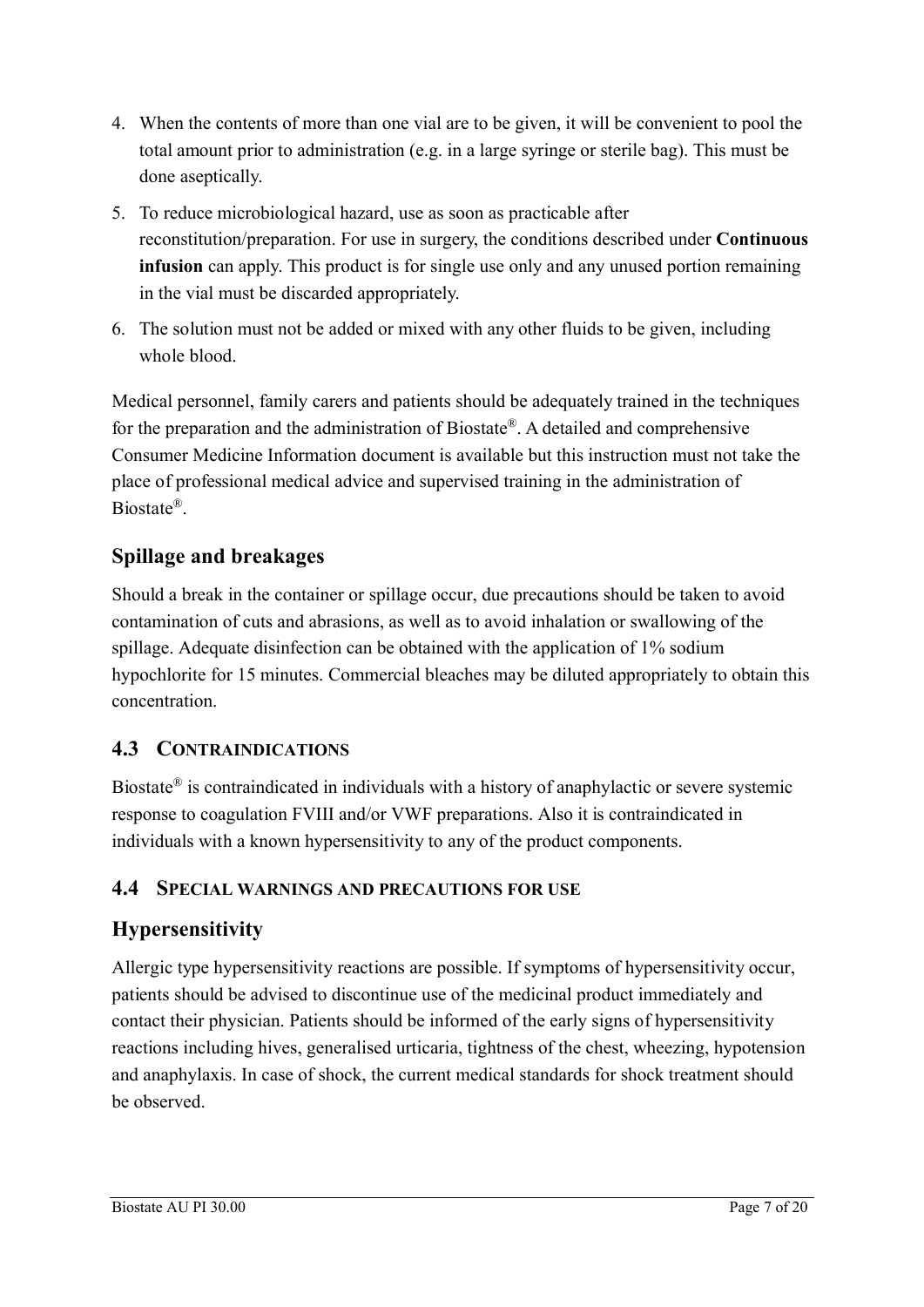4. When the contents of more than one vial are to be given, it will be convenient to pool the total amount prior to administration (e.g. in a large syringe or sterile bag). This must be done aseptically.
5. To reduce microbiological hazard, use as soon as practicable after reconstitution/preparation. For use in surgery, the conditions described under **Continuous infusion** can apply. This product is for single use only and any unused portion remaining in the vial must be discarded appropriately.
6. The solution must not be added or mixed with any other fluids to be given, including whole blood.

Medical personnel, family carers and patients should be adequately trained in the techniques for the preparation and the administration of Biostate®. A detailed and comprehensive Consumer Medicine Information document is available but this instruction must not take the place of professional medical advice and supervised training in the administration of Biostate®.

## Spillage and breakages

Should a break in the container or spillage occur, due precautions should be taken to avoid contamination of cuts and abrasions, as well as to avoid inhalation or swallowing of the spillage. Adequate disinfection can be obtained with the application of 1% sodium hypochlorite for 15 minutes. Commercial bleaches may be diluted appropriately to obtain this concentration.

### 4.3 CONTRAINDICATIONS

Biostate® is contraindicated in individuals with a history of anaphylactic or severe systemic response to coagulation FVIII and/or VWF preparations. Also it is contraindicated in individuals with a known hypersensitivity to any of the product components.

### 4.4 SPECIAL WARNINGS AND PRECAUTIONS FOR USE

## Hypersensitivity

Allergic type hypersensitivity reactions are possible. If symptoms of hypersensitivity occur, patients should be advised to discontinue use of the medicinal product immediately and contact their physician. Patients should be informed of the early signs of hypersensitivity reactions including hives, generalised urticaria, tightness of the chest, wheezing, hypotension and anaphylaxis. In case of shock, the current medical standards for shock treatment should be observed.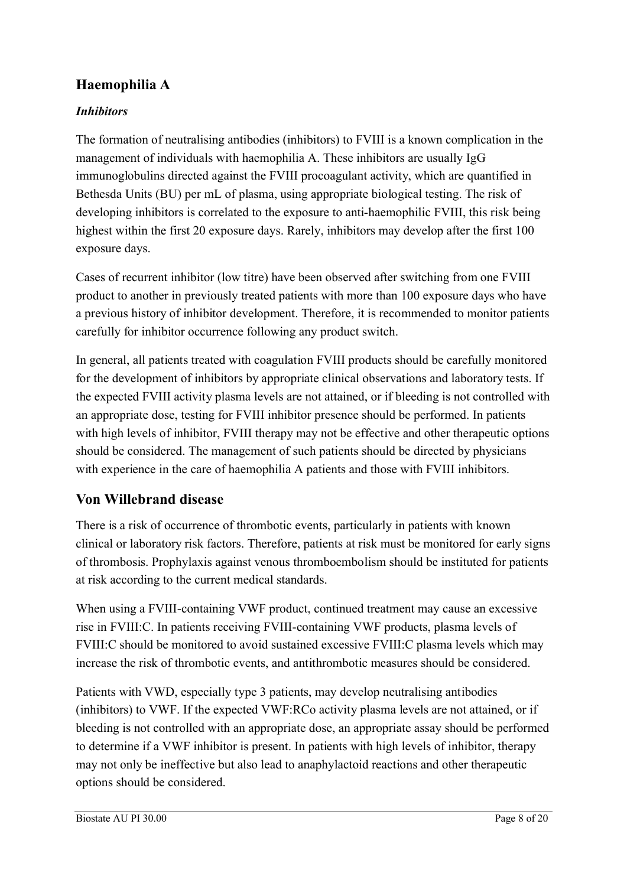## Haemophilia A

### *Inhibitors*

The formation of neutralising antibodies (inhibitors) to FVIII is a known complication in the management of individuals with haemophilia A. These inhibitors are usually IgG immunoglobulins directed against the FVIII procoagulant activity, which are quantified in Bethesda Units (BU) per mL of plasma, using appropriate biological testing. The risk of developing inhibitors is correlated to the exposure to anti-haemophilic FVIII, this risk being highest within the first 20 exposure days. Rarely, inhibitors may develop after the first 100 exposure days.

Cases of recurrent inhibitor (low titre) have been observed after switching from one FVIII product to another in previously treated patients with more than 100 exposure days who have a previous history of inhibitor development. Therefore, it is recommended to monitor patients carefully for inhibitor occurrence following any product switch.

In general, all patients treated with coagulation FVIII products should be carefully monitored for the development of inhibitors by appropriate clinical observations and laboratory tests. If the expected FVIII activity plasma levels are not attained, or if bleeding is not controlled with an appropriate dose, testing for FVIII inhibitor presence should be performed. In patients with high levels of inhibitor, FVIII therapy may not be effective and other therapeutic options should be considered. The management of such patients should be directed by physicians with experience in the care of haemophilia A patients and those with FVIII inhibitors.

## Von Willebrand disease

There is a risk of occurrence of thrombotic events, particularly in patients with known clinical or laboratory risk factors. Therefore, patients at risk must be monitored for early signs of thrombosis. Prophylaxis against venous thromboembolism should be instituted for patients at risk according to the current medical standards.

When using a FVIII-containing VWF product, continued treatment may cause an excessive rise in FVIII:C. In patients receiving FVIII-containing VWF products, plasma levels of FVIII:C should be monitored to avoid sustained excessive FVIII:C plasma levels which may increase the risk of thrombotic events, and antithrombotic measures should be considered.

Patients with VWD, especially type 3 patients, may develop neutralising antibodies (inhibitors) to VWF. If the expected VWF:RCo activity plasma levels are not attained, or if bleeding is not controlled with an appropriate dose, an appropriate assay should be performed to determine if a VWF inhibitor is present. In patients with high levels of inhibitor, therapy may not only be ineffective but also lead to anaphylactoid reactions and other therapeutic options should be considered.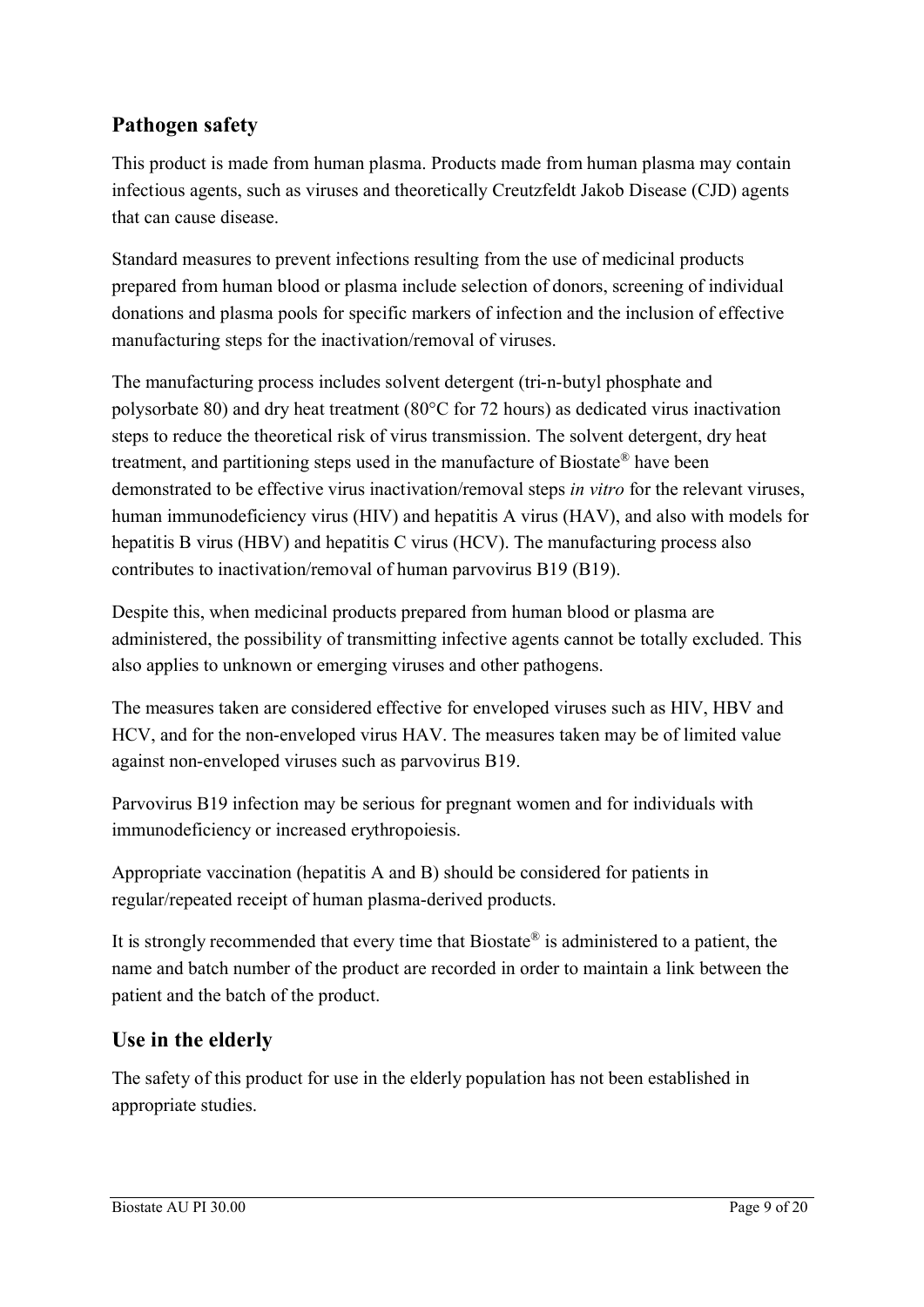## Pathogen safety

This product is made from human plasma. Products made from human plasma may contain infectious agents, such as viruses and theoretically Creutzfeldt Jakob Disease (CJD) agents that can cause disease.

Standard measures to prevent infections resulting from the use of medicinal products prepared from human blood or plasma include selection of donors, screening of individual donations and plasma pools for specific markers of infection and the inclusion of effective manufacturing steps for the inactivation/removal of viruses.

The manufacturing process includes solvent detergent (tri-n-butyl phosphate and polysorbate 80) and dry heat treatment (80°C for 72 hours) as dedicated virus inactivation steps to reduce the theoretical risk of virus transmission. The solvent detergent, dry heat treatment, and partitioning steps used in the manufacture of Biostate® have been demonstrated to be effective virus inactivation/removal steps *in vitro* for the relevant viruses, human immunodeficiency virus (HIV) and hepatitis A virus (HAV), and also with models for hepatitis B virus (HBV) and hepatitis C virus (HCV). The manufacturing process also contributes to inactivation/removal of human parvovirus B19 (B19).

Despite this, when medicinal products prepared from human blood or plasma are administered, the possibility of transmitting infective agents cannot be totally excluded. This also applies to unknown or emerging viruses and other pathogens.

The measures taken are considered effective for enveloped viruses such as HIV, HBV and HCV, and for the non-enveloped virus HAV. The measures taken may be of limited value against non-enveloped viruses such as parvovirus B19.

Parvovirus B19 infection may be serious for pregnant women and for individuals with immunodeficiency or increased erythropoiesis.

Appropriate vaccination (hepatitis A and B) should be considered for patients in regular/repeated receipt of human plasma-derived products.

It is strongly recommended that every time that Biostate® is administered to a patient, the name and batch number of the product are recorded in order to maintain a link between the patient and the batch of the product.

## Use in the elderly

The safety of this product for use in the elderly population has not been established in appropriate studies.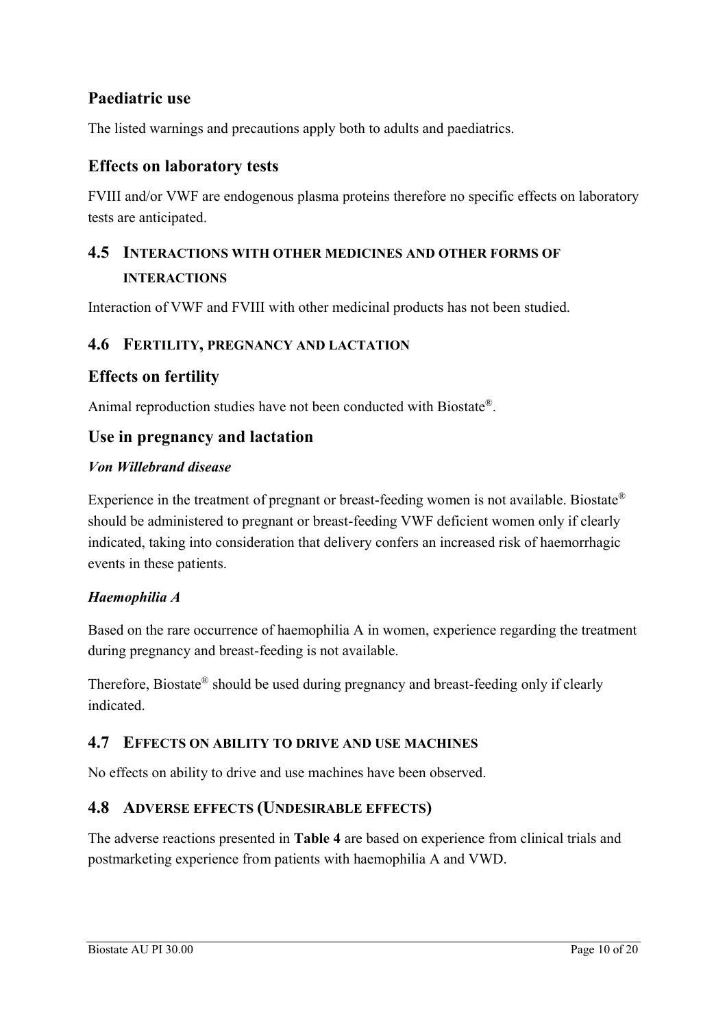## Paediatric use

The listed warnings and precautions apply both to adults and paediatrics.

## Effects on laboratory tests

FVIII and/or VWF are endogenous plasma proteins therefore no specific effects on laboratory tests are anticipated.

## 4.5 INTERACTIONS WITH OTHER MEDICINES AND OTHER FORMS OF INTERACTIONS

Interaction of VWF and FVIII with other medicinal products has not been studied.

## 4.6 FERTILITY, PREGNANCY AND LACTATION

## Effects on fertility

Animal reproduction studies have not been conducted with Biostate®.

## Use in pregnancy and lactation

### *Von Willebrand disease*

Experience in the treatment of pregnant or breast-feeding women is not available. Biostate® should be administered to pregnant or breast-feeding VWF deficient women only if clearly indicated, taking into consideration that delivery confers an increased risk of haemorrhagic events in these patients.

### *Haemophilia A*

Based on the rare occurrence of haemophilia A in women, experience regarding the treatment during pregnancy and breast-feeding is not available.

Therefore, Biostate® should be used during pregnancy and breast-feeding only if clearly indicated.

## 4.7 EFFECTS ON ABILITY TO DRIVE AND USE MACHINES

No effects on ability to drive and use machines have been observed.

## 4.8 ADVERSE EFFECTS (UNDESIRABLE EFFECTS)

The adverse reactions presented in **Table 4** are based on experience from clinical trials and postmarketing experience from patients with haemophilia A and VWD.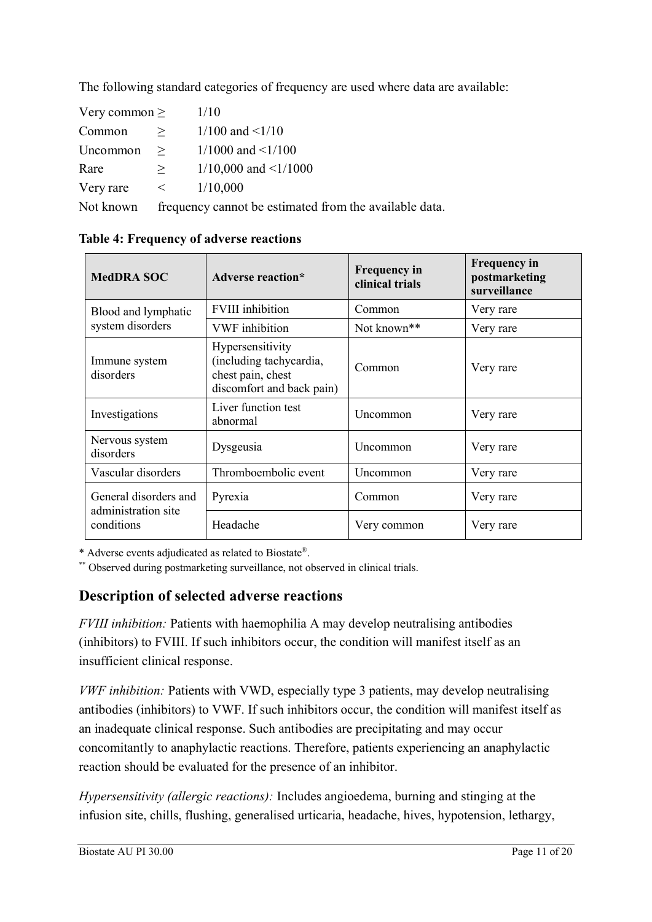The following standard categories of frequency are used where data are available:

Very common ≥ 1/10
Common ≥ 1/100 and <1/10
Uncommon ≥ 1/1000 and <1/100
Rare ≥ 1/10,000 and <1/1000
Very rare < 1/10,000
Not known frequency cannot be estimated from the available data.

**Table 4: Frequency of adverse reactions**

| MedDRA SOC | Adverse reaction* | Frequency in clinical trials | Frequency in postmarketing surveillance |
|---|---|---|---|
| Blood and lymphatic system disorders | FVIII inhibition | Common | Very rare |
| | VWF inhibition | Not known** | Very rare |
| Immune system disorders | Hypersensitivity (including tachycardia, chest pain, chest discomfort and back pain) | Common | Very rare |
| Investigations | Liver function test abnormal | Uncommon | Very rare |
| Nervous system disorders | Dysgeusia | Uncommon | Very rare |
| Vascular disorders | Thromboembolic event | Uncommon | Very rare |
| General disorders and administration site conditions | Pyrexia | Common | Very rare |
| | Headache | Very common | Very rare |

* Adverse events adjudicated as related to Biostate®.
** Observed during postmarketing surveillance, not observed in clinical trials.

## Description of selected adverse reactions

*FVIII inhibition:* Patients with haemophilia A may develop neutralising antibodies (inhibitors) to FVIII. If such inhibitors occur, the condition will manifest itself as an insufficient clinical response.

*VWF inhibition:* Patients with VWD, especially type 3 patients, may develop neutralising antibodies (inhibitors) to VWF. If such inhibitors occur, the condition will manifest itself as an inadequate clinical response. Such antibodies are precipitating and may occur concomitantly to anaphylactic reactions. Therefore, patients experiencing an anaphylactic reaction should be evaluated for the presence of an inhibitor.

*Hypersensitivity (allergic reactions):* Includes angioedema, burning and stinging at the infusion site, chills, flushing, generalised urticaria, headache, hives, hypotension, lethargy,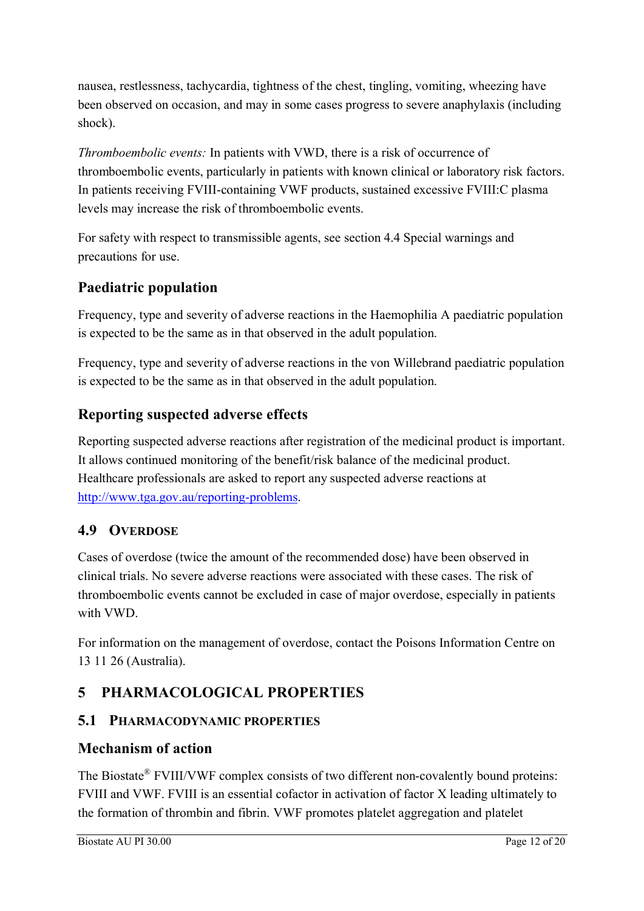nausea, restlessness, tachycardia, tightness of the chest, tingling, vomiting, wheezing have been observed on occasion, and may in some cases progress to severe anaphylaxis (including shock).

*Thromboembolic events:* In patients with VWD, there is a risk of occurrence of thromboembolic events, particularly in patients with known clinical or laboratory risk factors. In patients receiving FVIII-containing VWF products, sustained excessive FVIII:C plasma levels may increase the risk of thromboembolic events.

For safety with respect to transmissible agents, see section 4.4 Special warnings and precautions for use.

### Paediatric population

Frequency, type and severity of adverse reactions in the Haemophilia A paediatric population is expected to be the same as in that observed in the adult population.

Frequency, type and severity of adverse reactions in the von Willebrand paediatric population is expected to be the same as in that observed in the adult population.

### Reporting suspected adverse effects

Reporting suspected adverse reactions after registration of the medicinal product is important. It allows continued monitoring of the benefit/risk balance of the medicinal product. Healthcare professionals are asked to report any suspected adverse reactions at http://www.tga.gov.au/reporting-problems.

## 4.9 Overdose

Cases of overdose (twice the amount of the recommended dose) have been observed in clinical trials. No severe adverse reactions were associated with these cases. The risk of thromboembolic events cannot be excluded in case of major overdose, especially in patients with VWD.

For information on the management of overdose, contact the Poisons Information Centre on 13 11 26 (Australia).

# 5 PHARMACOLOGICAL PROPERTIES

## 5.1 Pharmacodynamic properties

### Mechanism of action

The Biostate® FVIII/VWF complex consists of two different non-covalently bound proteins: FVIII and VWF. FVIII is an essential cofactor in activation of factor X leading ultimately to the formation of thrombin and fibrin. VWF promotes platelet aggregation and platelet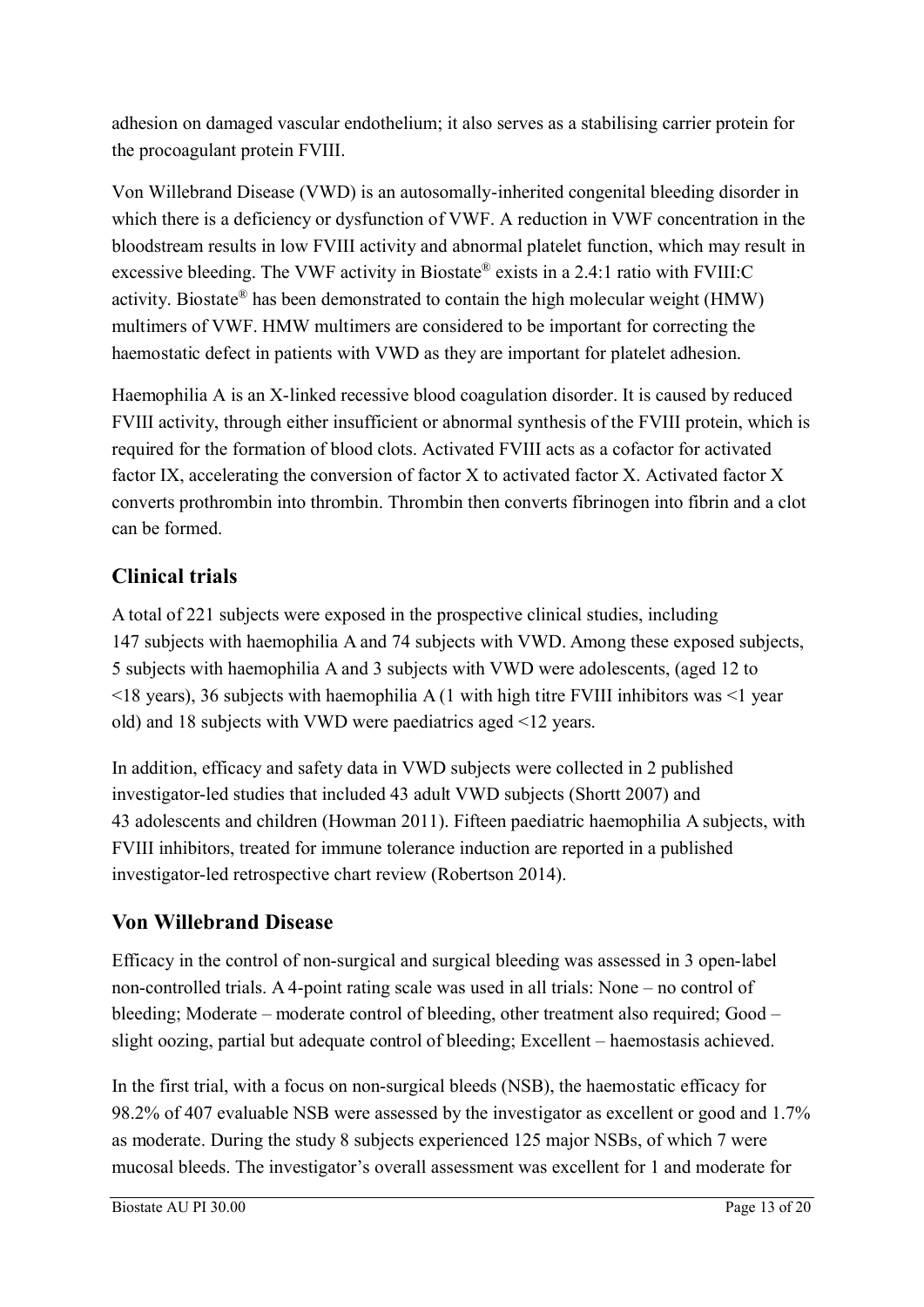adhesion on damaged vascular endothelium; it also serves as a stabilising carrier protein for the procoagulant protein FVIII.

Von Willebrand Disease (VWD) is an autosomally-inherited congenital bleeding disorder in which there is a deficiency or dysfunction of VWF. A reduction in VWF concentration in the bloodstream results in low FVIII activity and abnormal platelet function, which may result in excessive bleeding. The VWF activity in Biostate® exists in a 2.4:1 ratio with FVIII:C activity. Biostate® has been demonstrated to contain the high molecular weight (HMW) multimers of VWF. HMW multimers are considered to be important for correcting the haemostatic defect in patients with VWD as they are important for platelet adhesion.

Haemophilia A is an X-linked recessive blood coagulation disorder. It is caused by reduced FVIII activity, through either insufficient or abnormal synthesis of the FVIII protein, which is required for the formation of blood clots. Activated FVIII acts as a cofactor for activated factor IX, accelerating the conversion of factor X to activated factor X. Activated factor X converts prothrombin into thrombin. Thrombin then converts fibrinogen into fibrin and a clot can be formed.

## Clinical trials

A total of 221 subjects were exposed in the prospective clinical studies, including 147 subjects with haemophilia A and 74 subjects with VWD. Among these exposed subjects, 5 subjects with haemophilia A and 3 subjects with VWD were adolescents, (aged 12 to <18 years), 36 subjects with haemophilia A (1 with high titre FVIII inhibitors was <1 year old) and 18 subjects with VWD were paediatrics aged <12 years.

In addition, efficacy and safety data in VWD subjects were collected in 2 published investigator-led studies that included 43 adult VWD subjects (Shortt 2007) and 43 adolescents and children (Howman 2011). Fifteen paediatric haemophilia A subjects, with FVIII inhibitors, treated for immune tolerance induction are reported in a published investigator-led retrospective chart review (Robertson 2014).

## Von Willebrand Disease

Efficacy in the control of non-surgical and surgical bleeding was assessed in 3 open-label non-controlled trials. A 4-point rating scale was used in all trials: None – no control of bleeding; Moderate – moderate control of bleeding, other treatment also required; Good – slight oozing, partial but adequate control of bleeding; Excellent – haemostasis achieved.

In the first trial, with a focus on non-surgical bleeds (NSB), the haemostatic efficacy for 98.2% of 407 evaluable NSB were assessed by the investigator as excellent or good and 1.7% as moderate. During the study 8 subjects experienced 125 major NSBs, of which 7 were mucosal bleeds. The investigator's overall assessment was excellent for 1 and moderate for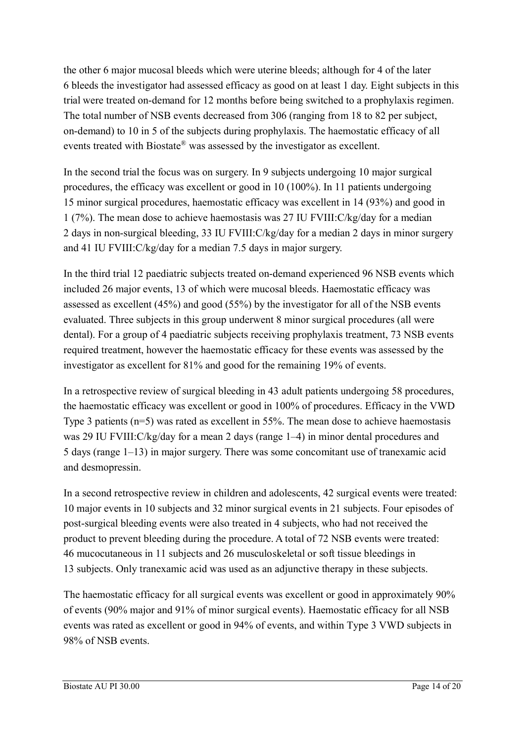the other 6 major mucosal bleeds which were uterine bleeds; although for 4 of the later 6 bleeds the investigator had assessed efficacy as good on at least 1 day. Eight subjects in this trial were treated on-demand for 12 months before being switched to a prophylaxis regimen. The total number of NSB events decreased from 306 (ranging from 18 to 82 per subject, on-demand) to 10 in 5 of the subjects during prophylaxis. The haemostatic efficacy of all events treated with Biostate® was assessed by the investigator as excellent.

In the second trial the focus was on surgery. In 9 subjects undergoing 10 major surgical procedures, the efficacy was excellent or good in 10 (100%). In 11 patients undergoing 15 minor surgical procedures, haemostatic efficacy was excellent in 14 (93%) and good in 1 (7%). The mean dose to achieve haemostasis was 27 IU FVIII:C/kg/day for a median 2 days in non-surgical bleeding, 33 IU FVIII:C/kg/day for a median 2 days in minor surgery and 41 IU FVIII:C/kg/day for a median 7.5 days in major surgery.

In the third trial 12 paediatric subjects treated on-demand experienced 96 NSB events which included 26 major events, 13 of which were mucosal bleeds. Haemostatic efficacy was assessed as excellent (45%) and good (55%) by the investigator for all of the NSB events evaluated. Three subjects in this group underwent 8 minor surgical procedures (all were dental). For a group of 4 paediatric subjects receiving prophylaxis treatment, 73 NSB events required treatment, however the haemostatic efficacy for these events was assessed by the investigator as excellent for 81% and good for the remaining 19% of events.

In a retrospective review of surgical bleeding in 43 adult patients undergoing 58 procedures, the haemostatic efficacy was excellent or good in 100% of procedures. Efficacy in the VWD Type 3 patients (n=5) was rated as excellent in 55%. The mean dose to achieve haemostasis was 29 IU FVIII:C/kg/day for a mean 2 days (range 1–4) in minor dental procedures and 5 days (range 1–13) in major surgery. There was some concomitant use of tranexamic acid and desmopressin.

In a second retrospective review in children and adolescents, 42 surgical events were treated: 10 major events in 10 subjects and 32 minor surgical events in 21 subjects. Four episodes of post-surgical bleeding events were also treated in 4 subjects, who had not received the product to prevent bleeding during the procedure. A total of 72 NSB events were treated: 46 mucocutaneous in 11 subjects and 26 musculoskeletal or soft tissue bleedings in 13 subjects. Only tranexamic acid was used as an adjunctive therapy in these subjects.

The haemostatic efficacy for all surgical events was excellent or good in approximately 90% of events (90% major and 91% of minor surgical events). Haemostatic efficacy for all NSB events was rated as excellent or good in 94% of events, and within Type 3 VWD subjects in 98% of NSB events.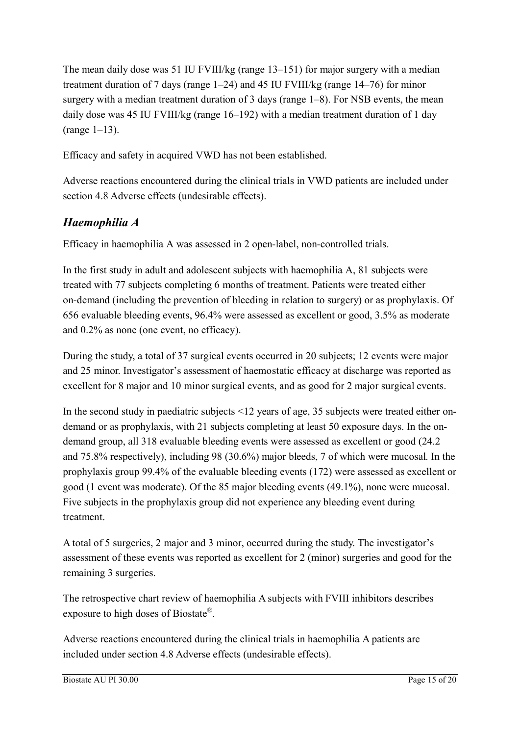The mean daily dose was 51 IU FVIII/kg (range 13–151) for major surgery with a median treatment duration of 7 days (range 1–24) and 45 IU FVIII/kg (range 14–76) for minor surgery with a median treatment duration of 3 days (range 1–8). For NSB events, the mean daily dose was 45 IU FVIII/kg (range 16–192) with a median treatment duration of 1 day (range 1–13).

Efficacy and safety in acquired VWD has not been established.

Adverse reactions encountered during the clinical trials in VWD patients are included under section 4.8 Adverse effects (undesirable effects).

## *Haemophilia A*

Efficacy in haemophilia A was assessed in 2 open-label, non-controlled trials.

In the first study in adult and adolescent subjects with haemophilia A, 81 subjects were treated with 77 subjects completing 6 months of treatment. Patients were treated either on-demand (including the prevention of bleeding in relation to surgery) or as prophylaxis. Of 656 evaluable bleeding events, 96.4% were assessed as excellent or good, 3.5% as moderate and 0.2% as none (one event, no efficacy).

During the study, a total of 37 surgical events occurred in 20 subjects; 12 events were major and 25 minor. Investigator's assessment of haemostatic efficacy at discharge was reported as excellent for 8 major and 10 minor surgical events, and as good for 2 major surgical events.

In the second study in paediatric subjects <12 years of age, 35 subjects were treated either on-demand or as prophylaxis, with 21 subjects completing at least 50 exposure days. In the on-demand group, all 318 evaluable bleeding events were assessed as excellent or good (24.2 and 75.8% respectively), including 98 (30.6%) major bleeds, 7 of which were mucosal. In the prophylaxis group 99.4% of the evaluable bleeding events (172) were assessed as excellent or good (1 event was moderate). Of the 85 major bleeding events (49.1%), none were mucosal. Five subjects in the prophylaxis group did not experience any bleeding event during treatment.

A total of 5 surgeries, 2 major and 3 minor, occurred during the study. The investigator's assessment of these events was reported as excellent for 2 (minor) surgeries and good for the remaining 3 surgeries.

The retrospective chart review of haemophilia A subjects with FVIII inhibitors describes exposure to high doses of Biostate®.

Adverse reactions encountered during the clinical trials in haemophilia A patients are included under section 4.8 Adverse effects (undesirable effects).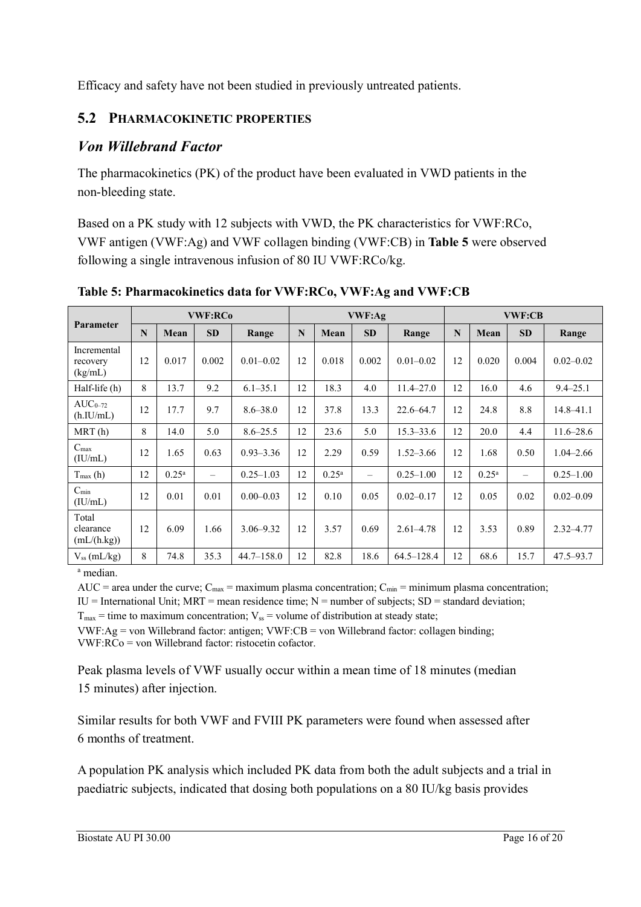Efficacy and safety have not been studied in previously untreated patients.

## 5.2 PHARMACOKINETIC PROPERTIES

### *Von Willebrand Factor*

The pharmacokinetics (PK) of the product have been evaluated in VWD patients in the non-bleeding state.

Based on a PK study with 12 subjects with VWD, the PK characteristics for VWF:RCo, VWF antigen (VWF:Ag) and VWF collagen binding (VWF:CB) in **Table 5** were observed following a single intravenous infusion of 80 IU VWF:RCo/kg.

**Table 5: Pharmacokinetics data for VWF:RCo, VWF:Ag and VWF:CB**

| Parameter | VWF:RCo | | | | VWF:Ag | | | | VWF:CB | | | |
|---|---|---|---|---|---|---|---|---|---|---|---|---|
| | N | Mean | SD | Range | N | Mean | SD | Range | N | Mean | SD | Range |
| Incremental recovery (kg/mL) | 12 | 0.017 | 0.002 | 0.01–0.02 | 12 | 0.018 | 0.002 | 0.01–0.02 | 12 | 0.020 | 0.004 | 0.02–0.02 |
| Half-life (h) | 8 | 13.7 | 9.2 | 6.1–35.1 | 12 | 18.3 | 4.0 | 11.4–27.0 | 12 | 16.0 | 4.6 | 9.4–25.1 |
| $AUC_{0-72}$ (h.IU/mL) | 12 | 17.7 | 9.7 | 8.6–38.0 | 12 | 37.8 | 13.3 | 22.6–64.7 | 12 | 24.8 | 8.8 | 14.8–41.1 |
| MRT (h) | 8 | 14.0 | 5.0 | 8.6–25.5 | 12 | 23.6 | 5.0 | 15.3–33.6 | 12 | 20.0 | 4.4 | 11.6–28.6 |
| $C_{max}$ (IU/mL) | 12 | 1.65 | 0.63 | 0.93–3.36 | 12 | 2.29 | 0.59 | 1.52–3.66 | 12 | 1.68 | 0.50 | 1.04–2.66 |
| $T_{max}$ (h) | 12 | 0.25[a] | – | 0.25–1.03 | 12 | 0.25[a] | – | 0.25–1.00 | 12 | 0.25[a] | – | 0.25–1.00 |
| $C_{min}$ (IU/mL) | 12 | 0.01 | 0.01 | 0.00–0.03 | 12 | 0.10 | 0.05 | 0.02–0.17 | 12 | 0.05 | 0.02 | 0.02–0.09 |
| Total clearance (mL/(h.kg)) | 12 | 6.09 | 1.66 | 3.06–9.32 | 12 | 3.57 | 0.69 | 2.61–4.78 | 12 | 3.53 | 0.89 | 2.32–4.77 |
| $V_{ss}$ (mL/kg) | 8 | 74.8 | 35.3 | 44.7–158.0 | 12 | 82.8 | 18.6 | 64.5–128.4 | 12 | 68.6 | 15.7 | 47.5–93.7 |

[a] median.

AUC = area under the curve; $C_{max}$ = maximum plasma concentration; $C_{min}$ = minimum plasma concentration; IU = International Unit; MRT = mean residence time; N = number of subjects; SD = standard deviation; $T_{max}$ = time to maximum concentration; $V_{ss}$ = volume of distribution at steady state;
VWF:Ag = von Willebrand factor: antigen; VWF:CB = von Willebrand factor: collagen binding;
VWF:RCo = von Willebrand factor: ristocetin cofactor.

Peak plasma levels of VWF usually occur within a mean time of 18 minutes (median 15 minutes) after injection.

Similar results for both VWF and FVIII PK parameters were found when assessed after 6 months of treatment.

A population PK analysis which included PK data from both the adult subjects and a trial in paediatric subjects, indicated that dosing both populations on a 80 IU/kg basis provides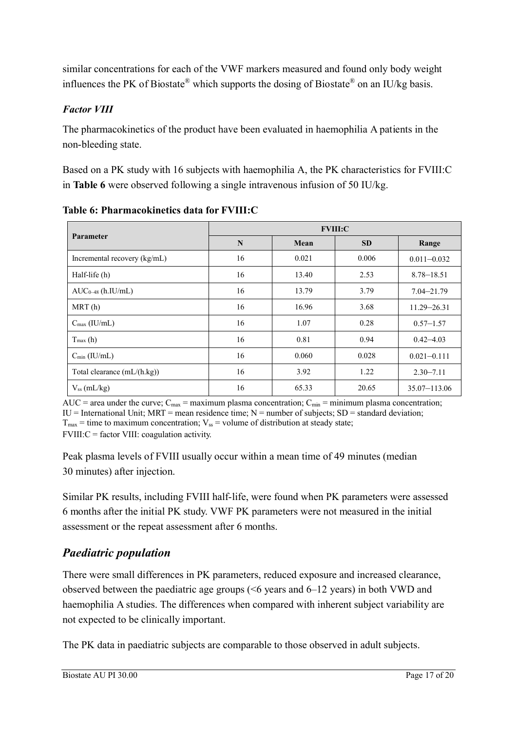similar concentrations for each of the VWF markers measured and found only body weight influences the PK of Biostate® which supports the dosing of Biostate® on an IU/kg basis.

### *Factor VIII*

The pharmacokinetics of the product have been evaluated in haemophilia A patients in the non-bleeding state.

Based on a PK study with 16 subjects with haemophilia A, the PK characteristics for FVIII:C in **Table 6** were observed following a single intravenous infusion of 50 IU/kg.

**Table 6: Pharmacokinetics data for FVIII:C**

| Parameter | FVIII:C | | | |
|---|---|---|---|---|
| | N | Mean | SD | Range |
| Incremental recovery (kg/mL) | 16 | 0.021 | 0.006 | 0.011–0.032 |
| Half-life (h) | 16 | 13.40 | 2.53 | 8.78–18.51 |
| $AUC_{0-48}$ (h.IU/mL) | 16 | 13.79 | 3.79 | 7.04–21.79 |
| MRT (h) | 16 | 16.96 | 3.68 | 11.29–26.31 |
| $C_{max}$ (IU/mL) | 16 | 1.07 | 0.28 | 0.57–1.57 |
| $T_{max}$ (h) | 16 | 0.81 | 0.94 | 0.42–4.03 |
| $C_{min}$ (IU/mL) | 16 | 0.060 | 0.028 | 0.021–0.111 |
| Total clearance (mL/(h.kg)) | 16 | 3.92 | 1.22 | 2.30–7.11 |
| $V_{ss}$ (mL/kg) | 16 | 65.33 | 20.65 | 35.07–113.06 |

AUC = area under the curve; $C_{max}$ = maximum plasma concentration; $C_{min}$ = minimum plasma concentration; IU = International Unit; MRT = mean residence time; N = number of subjects; SD = standard deviation; $T_{max}$ = time to maximum concentration; $V_{ss}$ = volume of distribution at steady state; FVIII:C = factor VIII: coagulation activity.

Peak plasma levels of FVIII usually occur within a mean time of 49 minutes (median 30 minutes) after injection.

Similar PK results, including FVIII half-life, were found when PK parameters were assessed 6 months after the initial PK study. VWF PK parameters were not measured in the initial assessment or the repeat assessment after 6 months.

## *Paediatric population*

There were small differences in PK parameters, reduced exposure and increased clearance, observed between the paediatric age groups (<6 years and 6–12 years) in both VWD and haemophilia A studies. The differences when compared with inherent subject variability are not expected to be clinically important.

The PK data in paediatric subjects are comparable to those observed in adult subjects.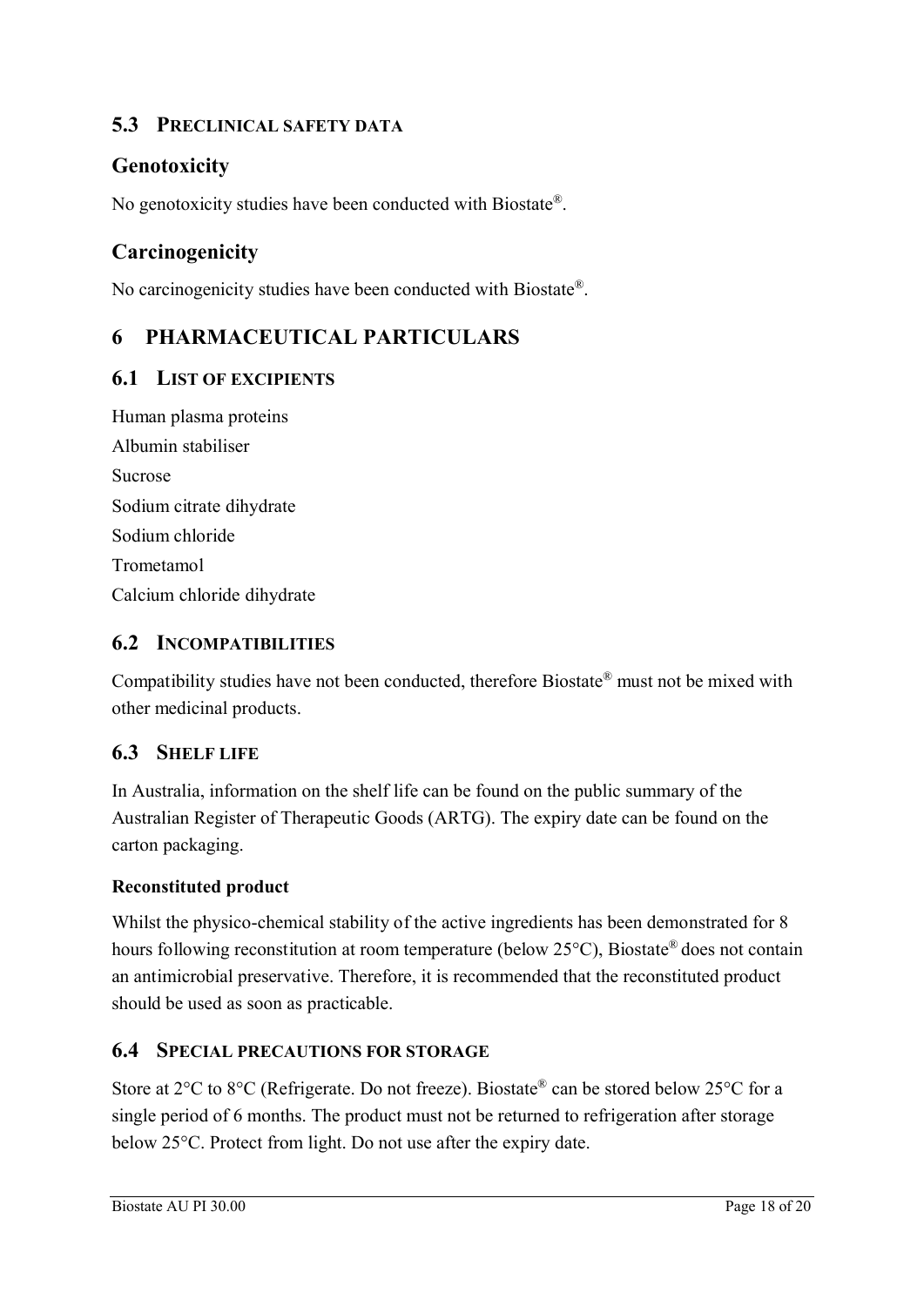### 5.3 PRECLINICAL SAFETY DATA

## Genotoxicity

No genotoxicity studies have been conducted with Biostate®.

## Carcinogenicity

No carcinogenicity studies have been conducted with Biostate®.

# 6 PHARMACEUTICAL PARTICULARS

### 6.1 LIST OF EXCIPIENTS

Human plasma proteins

Albumin stabiliser

Sucrose

Sodium citrate dihydrate

Sodium chloride

Trometamol

Calcium chloride dihydrate

### 6.2 INCOMPATIBILITIES

Compatibility studies have not been conducted, therefore Biostate® must not be mixed with other medicinal products.

### 6.3 SHELF LIFE

In Australia, information on the shelf life can be found on the public summary of the Australian Register of Therapeutic Goods (ARTG). The expiry date can be found on the carton packaging.

**Reconstituted product**

Whilst the physico-chemical stability of the active ingredients has been demonstrated for 8 hours following reconstitution at room temperature (below 25°C), Biostate® does not contain an antimicrobial preservative. Therefore, it is recommended that the reconstituted product should be used as soon as practicable.

### 6.4 SPECIAL PRECAUTIONS FOR STORAGE

Store at 2°C to 8°C (Refrigerate. Do not freeze). Biostate® can be stored below 25°C for a single period of 6 months. The product must not be returned to refrigeration after storage below 25°C. Protect from light. Do not use after the expiry date.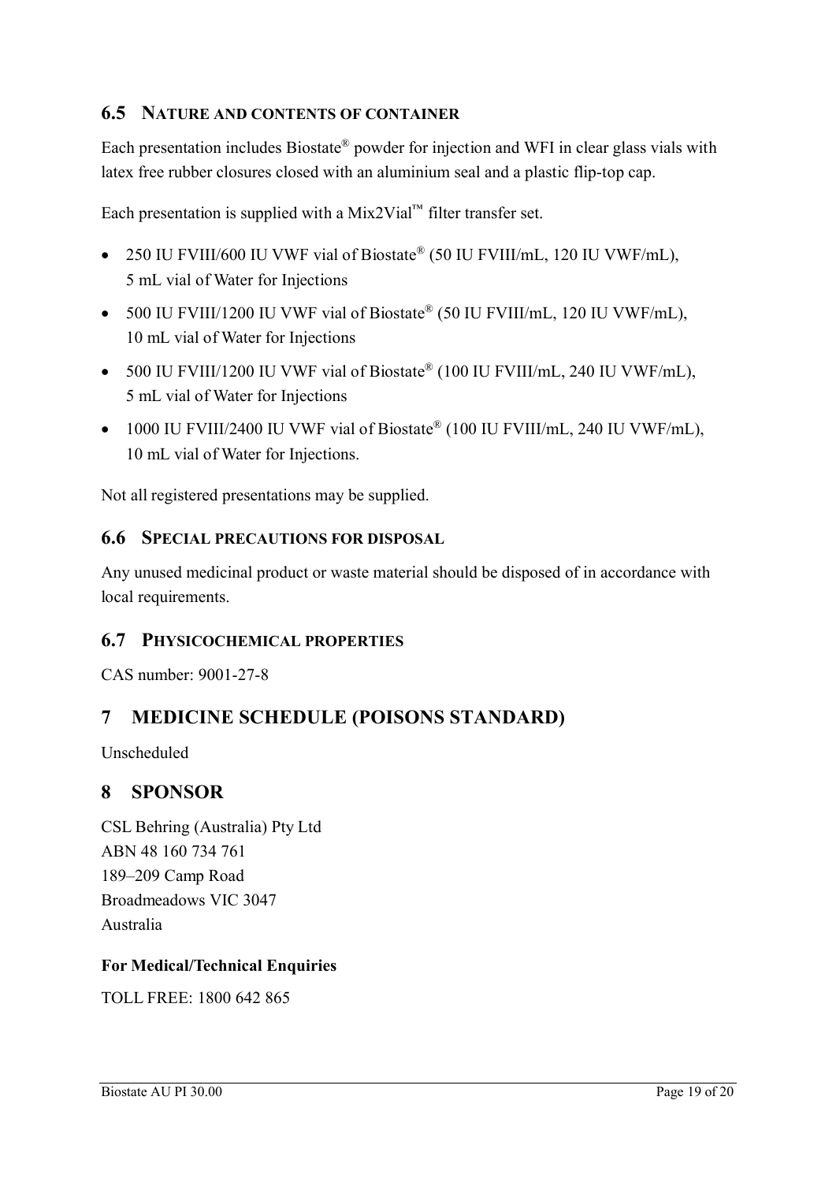### 6.5 Nature and contents of container

Each presentation includes Biostate® powder for injection and WFI in clear glass vials with latex free rubber closures closed with an aluminium seal and a plastic flip-top cap.

Each presentation is supplied with a Mix2Vial™ filter transfer set.

- 250 IU FVIII/600 IU VWF vial of Biostate® (50 IU FVIII/mL, 120 IU VWF/mL), 5 mL vial of Water for Injections
- 500 IU FVIII/1200 IU VWF vial of Biostate® (50 IU FVIII/mL, 120 IU VWF/mL), 10 mL vial of Water for Injections
- 500 IU FVIII/1200 IU VWF vial of Biostate® (100 IU FVIII/mL, 240 IU VWF/mL), 5 mL vial of Water for Injections
- 1000 IU FVIII/2400 IU VWF vial of Biostate® (100 IU FVIII/mL, 240 IU VWF/mL), 10 mL vial of Water for Injections.

Not all registered presentations may be supplied.

### 6.6 Special precautions for disposal

Any unused medicinal product or waste material should be disposed of in accordance with local requirements.

### 6.7 Physicochemical properties

CAS number: 9001-27-8

## 7 MEDICINE SCHEDULE (POISONS STANDARD)

Unscheduled

## 8 SPONSOR

CSL Behring (Australia) Pty Ltd
ABN 48 160 734 761
189–209 Camp Road
Broadmeadows VIC 3047
Australia

**For Medical/Technical Enquiries**

TOLL FREE: 1800 642 865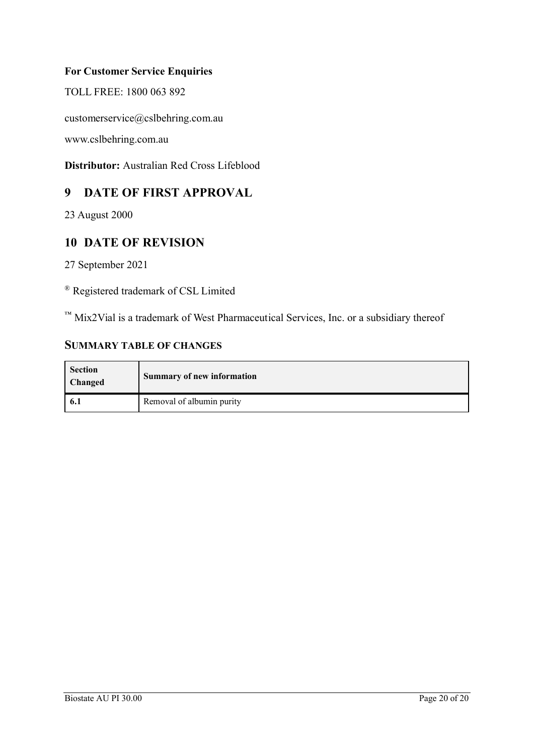**For Customer Service Enquiries**

TOLL FREE: 1800 063 892

customerservice@cslbehring.com.au

www.cslbehring.com.au

**Distributor:** Australian Red Cross Lifeblood

# 9 DATE OF FIRST APPROVAL

23 August 2000

# 10 DATE OF REVISION

27 September 2021

® Registered trademark of CSL Limited

™ Mix2Vial is a trademark of West Pharmaceutical Services, Inc. or a subsidiary thereof

## SUMMARY TABLE OF CHANGES

| Section Changed | Summary of new information |
|---|---|
| 6.1 | Removal of albumin purity |